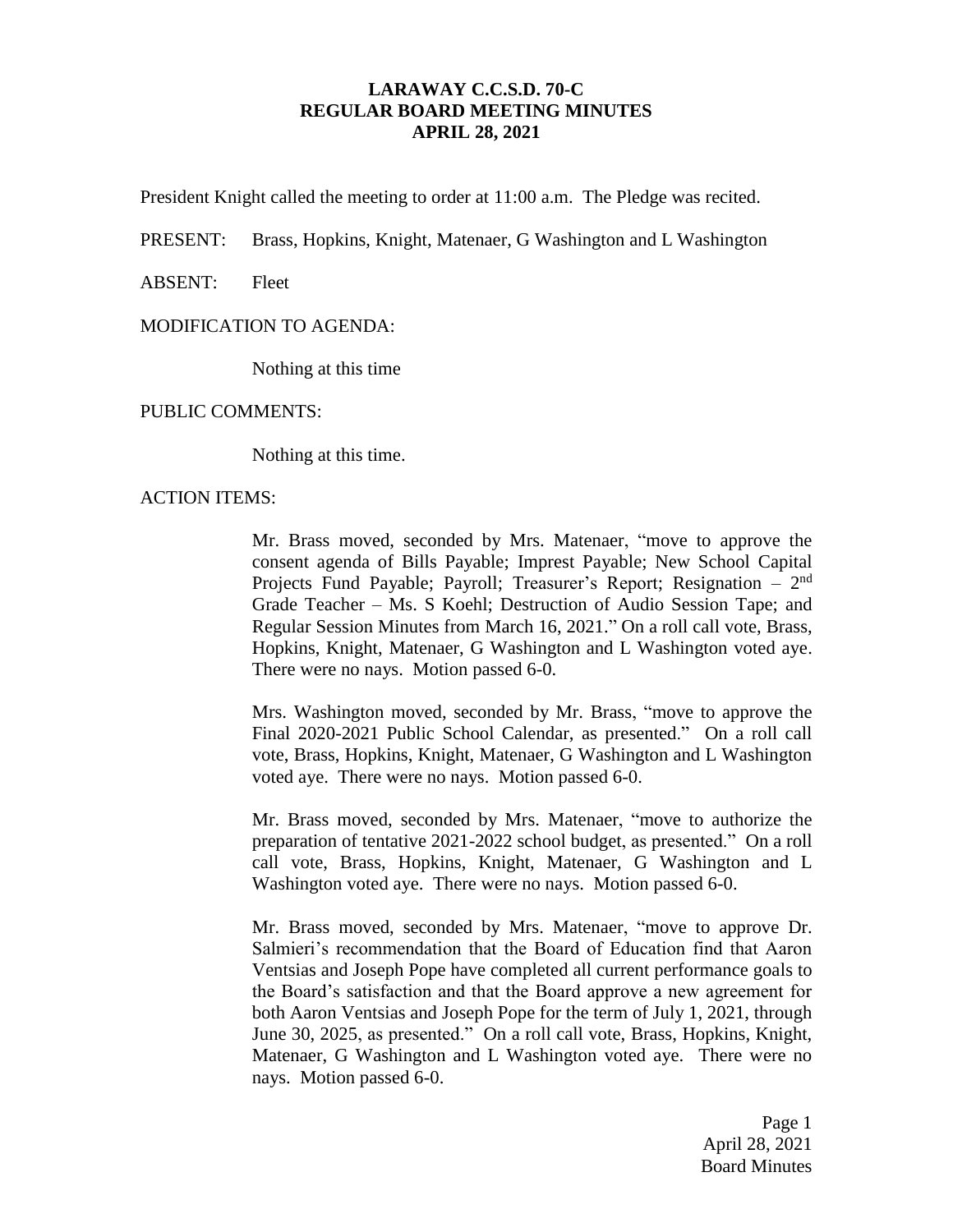# LARAWAY C.C.S.D. 70-C
# REGULAR BOARD MEETING MINUTES
# APRIL 28, 2021

President Knight called the meeting to order at 11:00 a.m. The Pledge was recited.

PRESENT: Brass, Hopkins, Knight, Matenaer, G Washington and L Washington

ABSENT: Fleet

MODIFICATION TO AGENDA:

Nothing at this time

PUBLIC COMMENTS:

Nothing at this time.

ACTION ITEMS:

Mr. Brass moved, seconded by Mrs. Matenaer, "move to approve the consent agenda of Bills Payable; Imprest Payable; New School Capital Projects Fund Payable; Payroll; Treasurer's Report; Resignation – 2nd Grade Teacher – Ms. S Koehl; Destruction of Audio Session Tape; and Regular Session Minutes from March 16, 2021." On a roll call vote, Brass, Hopkins, Knight, Matenaer, G Washington and L Washington voted aye. There were no nays. Motion passed 6-0.

Mrs. Washington moved, seconded by Mr. Brass, "move to approve the Final 2020-2021 Public School Calendar, as presented." On a roll call vote, Brass, Hopkins, Knight, Matenaer, G Washington and L Washington voted aye. There were no nays. Motion passed 6-0.

Mr. Brass moved, seconded by Mrs. Matenaer, "move to authorize the preparation of tentative 2021-2022 school budget, as presented." On a roll call vote, Brass, Hopkins, Knight, Matenaer, G Washington and L Washington voted aye. There were no nays. Motion passed 6-0.

Mr. Brass moved, seconded by Mrs. Matenaer, "move to approve Dr. Salmieri's recommendation that the Board of Education find that Aaron Ventsias and Joseph Pope have completed all current performance goals to the Board's satisfaction and that the Board approve a new agreement for both Aaron Ventsias and Joseph Pope for the term of July 1, 2021, through June 30, 2025, as presented." On a roll call vote, Brass, Hopkins, Knight, Matenaer, G Washington and L Washington voted aye. There were no nays. Motion passed 6-0.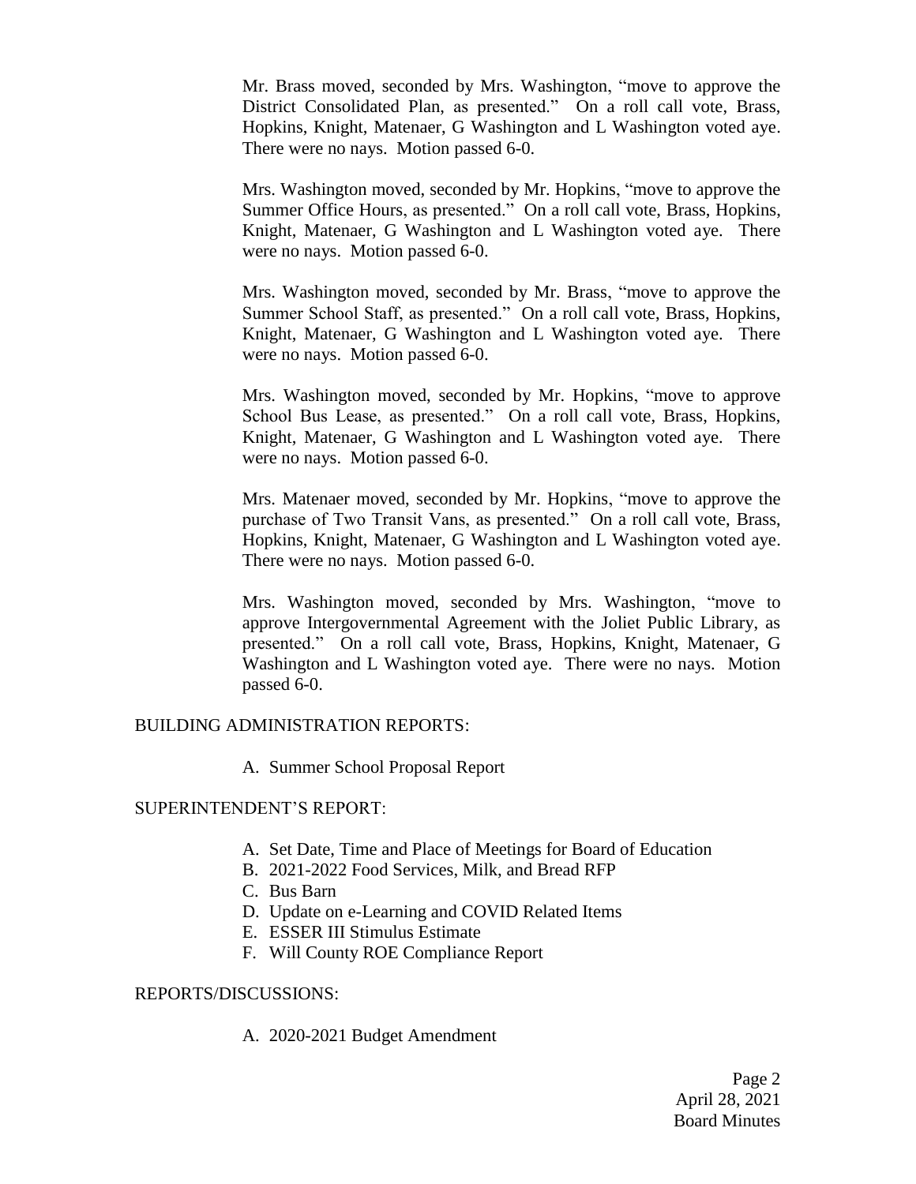Mr. Brass moved, seconded by Mrs. Washington, "move to approve the District Consolidated Plan, as presented." On a roll call vote, Brass, Hopkins, Knight, Matenaer, G Washington and L Washington voted aye. There were no nays. Motion passed 6-0.

Mrs. Washington moved, seconded by Mr. Hopkins, "move to approve the Summer Office Hours, as presented." On a roll call vote, Brass, Hopkins, Knight, Matenaer, G Washington and L Washington voted aye. There were no nays. Motion passed 6-0.

Mrs. Washington moved, seconded by Mr. Brass, "move to approve the Summer School Staff, as presented." On a roll call vote, Brass, Hopkins, Knight, Matenaer, G Washington and L Washington voted aye. There were no nays. Motion passed 6-0.

Mrs. Washington moved, seconded by Mr. Hopkins, "move to approve School Bus Lease, as presented." On a roll call vote, Brass, Hopkins, Knight, Matenaer, G Washington and L Washington voted aye. There were no nays. Motion passed 6-0.

Mrs. Matenaer moved, seconded by Mr. Hopkins, "move to approve the purchase of Two Transit Vans, as presented." On a roll call vote, Brass, Hopkins, Knight, Matenaer, G Washington and L Washington voted aye. There were no nays. Motion passed 6-0.

Mrs. Washington moved, seconded by Mrs. Washington, "move to approve Intergovernmental Agreement with the Joliet Public Library, as presented." On a roll call vote, Brass, Hopkins, Knight, Matenaer, G Washington and L Washington voted aye. There were no nays. Motion passed 6-0.

BUILDING ADMINISTRATION REPORTS:

A. Summer School Proposal Report

SUPERINTENDENT'S REPORT:

A. Set Date, Time and Place of Meetings for Board of Education
B. 2021-2022 Food Services, Milk, and Bread RFP
C. Bus Barn
D. Update on e-Learning and COVID Related Items
E. ESSER III Stimulus Estimate
F. Will County ROE Compliance Report

REPORTS/DISCUSSIONS:

A. 2020-2021 Budget Amendment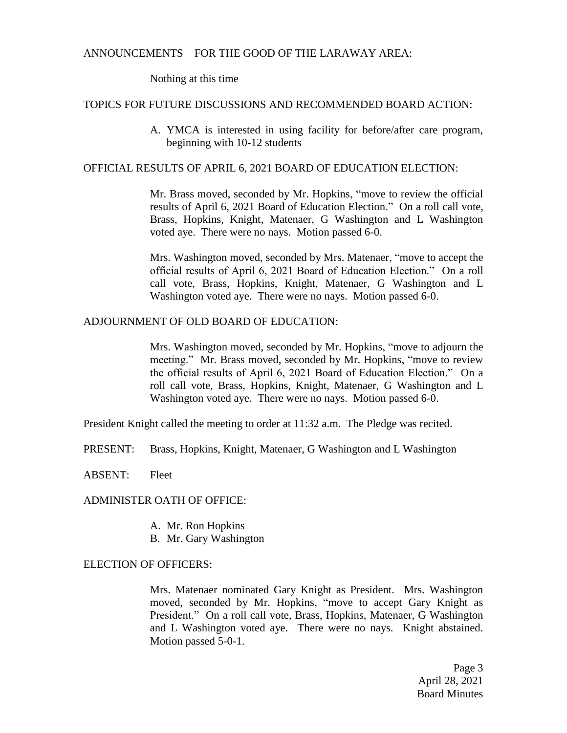ANNOUNCEMENTS – FOR THE GOOD OF THE LARAWAY AREA:

Nothing at this time

TOPICS FOR FUTURE DISCUSSIONS AND RECOMMENDED BOARD ACTION:

A. YMCA is interested in using facility for before/after care program, beginning with 10-12 students

OFFICIAL RESULTS OF APRIL 6, 2021 BOARD OF EDUCATION ELECTION:

Mr. Brass moved, seconded by Mr. Hopkins, "move to review the official results of April 6, 2021 Board of Education Election." On a roll call vote, Brass, Hopkins, Knight, Matenaer, G Washington and L Washington voted aye. There were no nays. Motion passed 6-0.

Mrs. Washington moved, seconded by Mrs. Matenaer, "move to accept the official results of April 6, 2021 Board of Education Election." On a roll call vote, Brass, Hopkins, Knight, Matenaer, G Washington and L Washington voted aye. There were no nays. Motion passed 6-0.

ADJOURNMENT OF OLD BOARD OF EDUCATION:

Mrs. Washington moved, seconded by Mr. Hopkins, "move to adjourn the meeting." Mr. Brass moved, seconded by Mr. Hopkins, "move to review the official results of April 6, 2021 Board of Education Election." On a roll call vote, Brass, Hopkins, Knight, Matenaer, G Washington and L Washington voted aye. There were no nays. Motion passed 6-0.

President Knight called the meeting to order at 11:32 a.m. The Pledge was recited.

PRESENT: Brass, Hopkins, Knight, Matenaer, G Washington and L Washington

ABSENT: Fleet

ADMINISTER OATH OF OFFICE:

A. Mr. Ron Hopkins
B. Mr. Gary Washington

ELECTION OF OFFICERS:

Mrs. Matenaer nominated Gary Knight as President. Mrs. Washington moved, seconded by Mr. Hopkins, "move to accept Gary Knight as President." On a roll call vote, Brass, Hopkins, Matenaer, G Washington and L Washington voted aye. There were no nays. Knight abstained. Motion passed 5-0-1.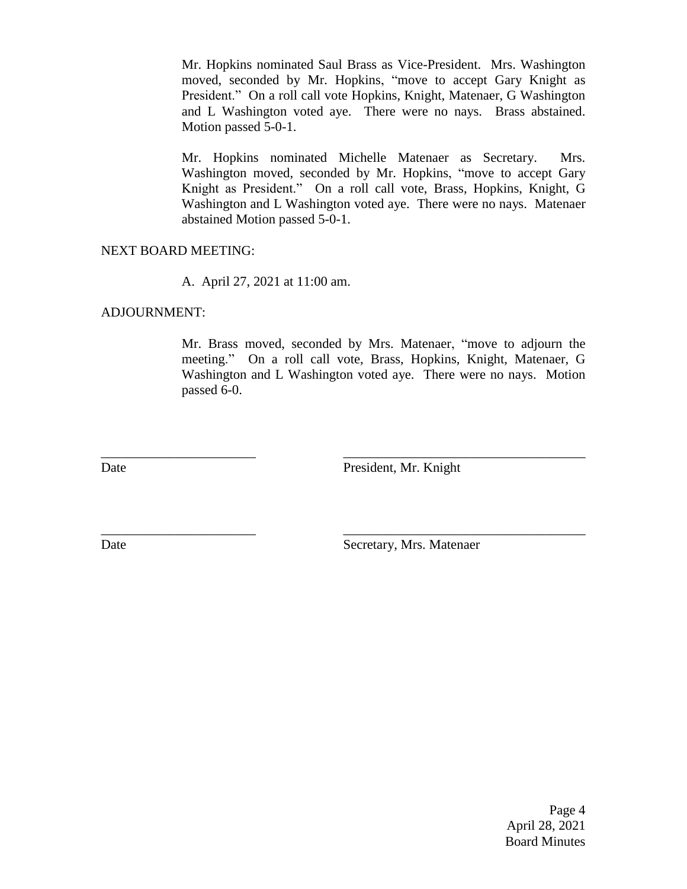Mr. Hopkins nominated Saul Brass as Vice-President. Mrs. Washington moved, seconded by Mr. Hopkins, "move to accept Gary Knight as President." On a roll call vote Hopkins, Knight, Matenaer, G Washington and L Washington voted aye. There were no nays. Brass abstained. Motion passed 5-0-1.

Mr. Hopkins nominated Michelle Matenaer as Secretary. Mrs. Washington moved, seconded by Mr. Hopkins, "move to accept Gary Knight as President." On a roll call vote, Brass, Hopkins, Knight, G Washington and L Washington voted aye. There were no nays. Matenaer abstained Motion passed 5-0-1.

NEXT BOARD MEETING:

A. April 27, 2021 at 11:00 am.

ADJOURNMENT:

Mr. Brass moved, seconded by Mrs. Matenaer, "move to adjourn the meeting." On a roll call vote, Brass, Hopkins, Knight, Matenaer, G Washington and L Washington voted aye. There were no nays. Motion passed 6-0.

_______________________ _____________________________________

Date President, Mr. Knight

_______________________ _____________________________________

Date Secretary, Mrs. Matenaer

April 28, 2021
Board Minutes